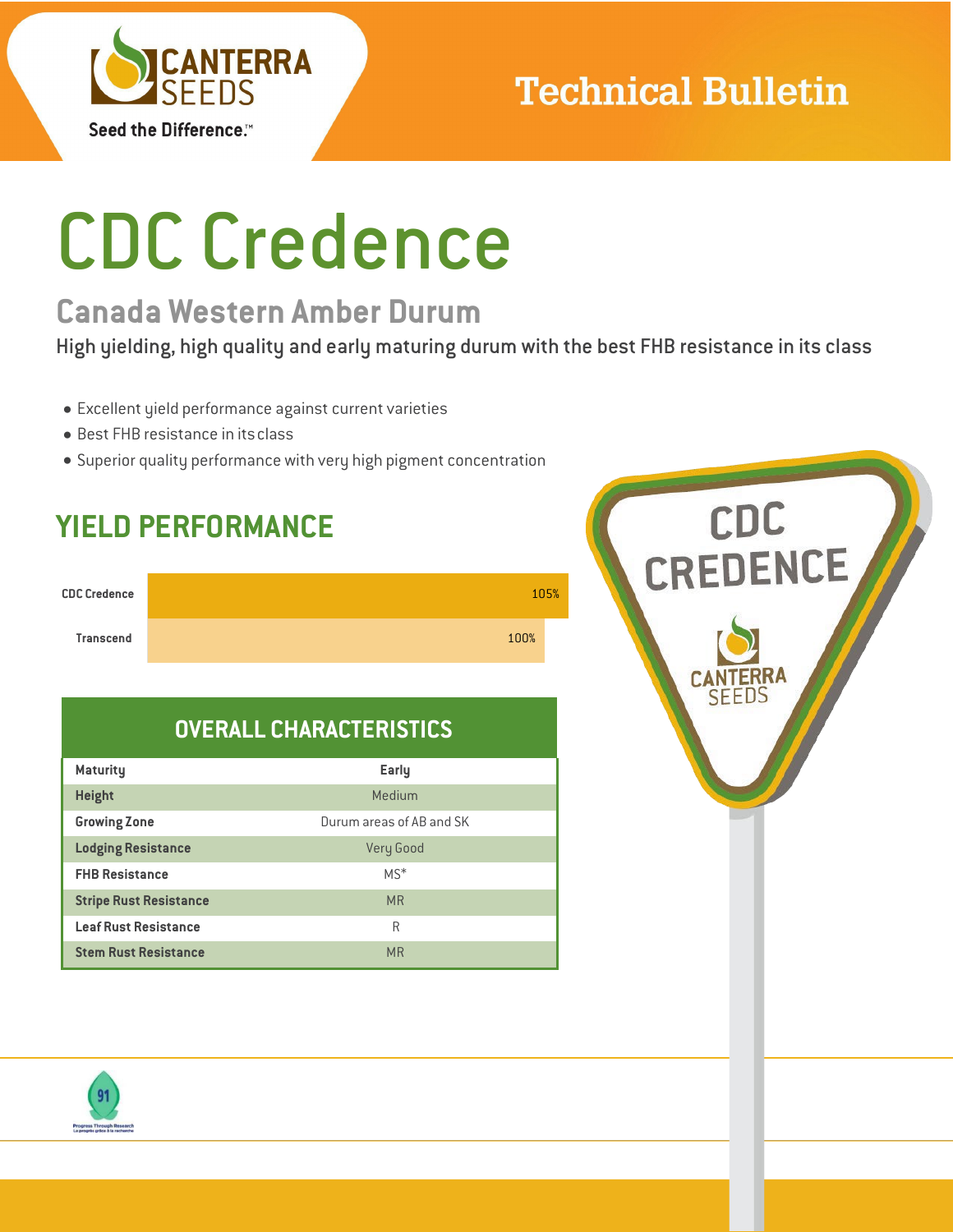# CDC Credence

## Canada Western Amber Durum

High yielding, high quality and early maturing durum with the best FHB resistance in its class

- Excellent yield performance against current varieties
- Best FHB resistance in its class
- Superior quality performance with very high pigment concentration

## YIELD PERFORMANCE

| Variety | Yield |
|---|---|
| CDC Credence | 105% |
| Transcend | 100% |

## OVERALL CHARACTERISTICS

| Characteristic | Rating |
|---|---|
| Maturity | Early |
| Height | Medium |
| Growing Zone | Durum areas of AB and SK |
| Lodging Resistance | Very Good |
| FHB Resistance | MS* |
| Stripe Rust Resistance | MR |
| Leaf Rust Resistance | R |
| Stem Rust Resistance | MR |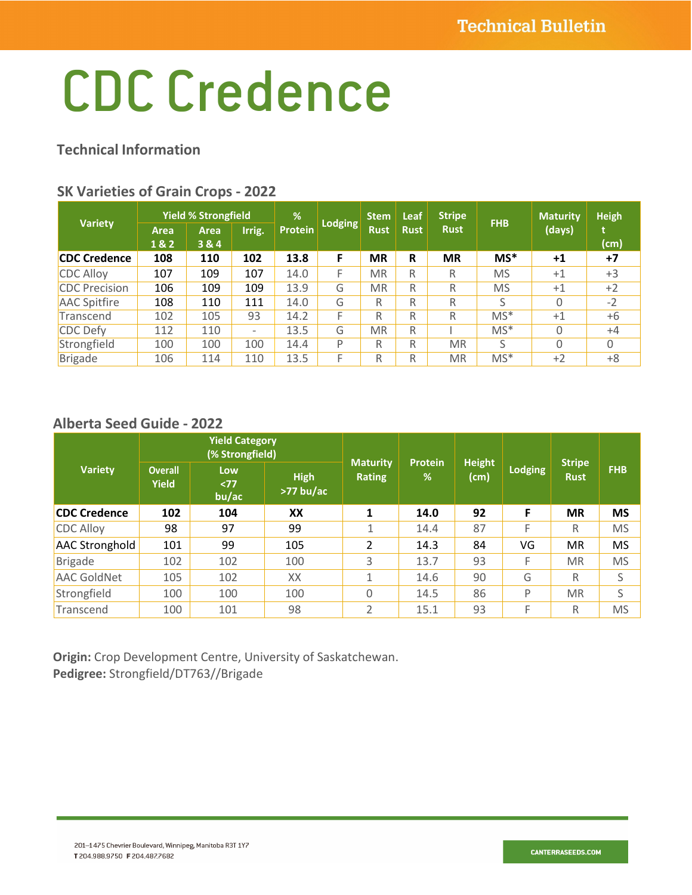# CDC Credence

### Technical Information

### SK Varieties of Grain Crops - 2022

| Variety | Yield % Strongfield | | | % Protein | Lodging | Stem Rust | Leaf Rust | Stripe Rust | FHB | Maturity (days) | Height (cm) |
|---|---|---|---|---|---|---|---|---|---|---|---|
| | Area 1 & 2 | Area 3 & 4 | Irrig. | | | | | | | | |
| **CDC Credence** | **108** | **110** | **102** | **13.8** | **F** | **MR** | **R** | **MR** | **MS*** | **+1** | **+7** |
| CDC Alloy | 107 | 109 | 107 | 14.0 | F | MR | R | R | MS | +1 | +3 |
| CDC Precision | 106 | 109 | 109 | 13.9 | G | MR | R | R | MS | +1 | +2 |
| AAC Spitfire | 108 | 110 | 111 | 14.0 | G | R | R | R | S | 0 | -2 |
| Transcend | 102 | 105 | 93 | 14.2 | F | R | R | R | MS* | +1 | +6 |
| CDC Defy | 112 | 110 | - | 13.5 | G | MR | R | I | MS* | 0 | +4 |
| Strongfield | 100 | 100 | 100 | 14.4 | P | R | R | MR | S | 0 | 0 |
| Brigade | 106 | 114 | 110 | 13.5 | F | R | R | MR | MS* | +2 | +8 |

### Alberta Seed Guide - 2022

| Variety | Yield Category (% Strongfield) | | | Maturity Rating | Protein % | Height (cm) | Lodging | Stripe Rust | FHB |
|---|---|---|---|---|---|---|---|---|---|
| | Overall Yield | Low <77 bu/ac | High >77 bu/ac | | | | | | |
| **CDC Credence** | **102** | **104** | **XX** | **1** | **14.0** | **92** | **F** | **MR** | **MS** |
| CDC Alloy | 98 | 97 | 99 | 1 | 14.4 | 87 | F | R | MS |
| AAC Stronghold | 101 | 99 | 105 | 2 | 14.3 | 84 | VG | MR | MS |
| Brigade | 102 | 102 | 100 | 3 | 13.7 | 93 | F | MR | MS |
| AAC GoldNet | 105 | 102 | XX | 1 | 14.6 | 90 | G | R | S |
| Strongfield | 100 | 100 | 100 | 0 | 14.5 | 86 | P | MR | S |
| Transcend | 100 | 101 | 98 | 2 | 15.1 | 93 | F | R | MS |

**Origin:** Crop Development Centre, University of Saskatchewan.
**Pedigree:** Strongfield/DT763//Brigade

201–1475 Chevrier Boulevard, Winnipeg, Manitoba R3T 1Y7
T 204.988.9750 F 204.487.7682

CANTERRASEEDS.COM